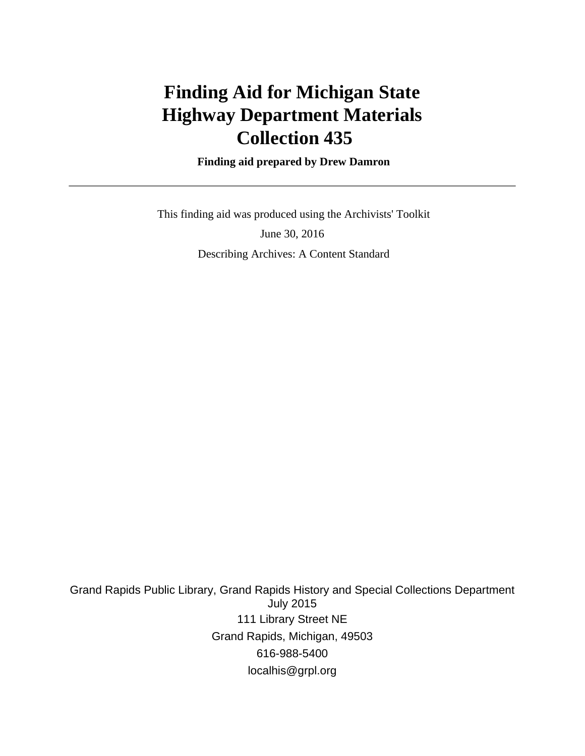# Finding Aid for Michigan State Highway Department Materials Collection 435

**Finding aid prepared by Drew Damron**

---

This finding aid was produced using the Archivists' Toolkit

June 30, 2016

Describing Archives: A Content Standard

Grand Rapids Public Library, Grand Rapids History and Special Collections Department
July 2015
111 Library Street NE
Grand Rapids, Michigan, 49503
616-988-5400
localhis@grpl.org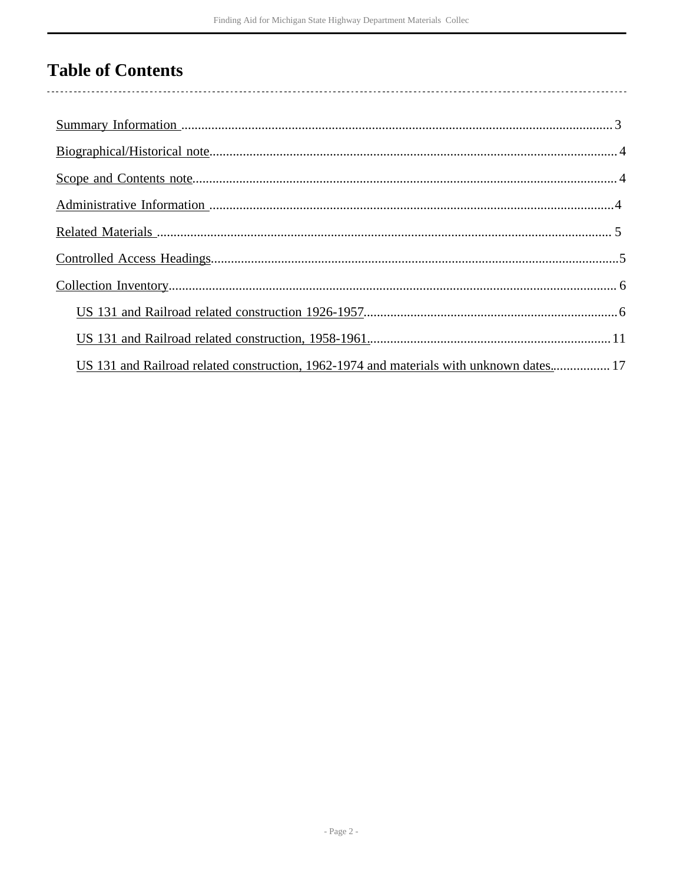# Table of Contents

- Summary Information ........................................................................................ 3
- Biographical/Historical note................................................................................ 4
- Scope and Contents note..................................................................................... 4
- Administrative Information ................................................................................ 4
- Related Materials ................................................................................................ 5
- Controlled Access Headings................................................................................ 5
- Collection Inventory............................................................................................ 6
    - US 131 and Railroad related construction 1926-1957.................................. 6
    - US 131 and Railroad related construction, 1958-1961............................... 11
    - US 131 and Railroad related construction, 1962-1974 and materials with unknown dates................. 17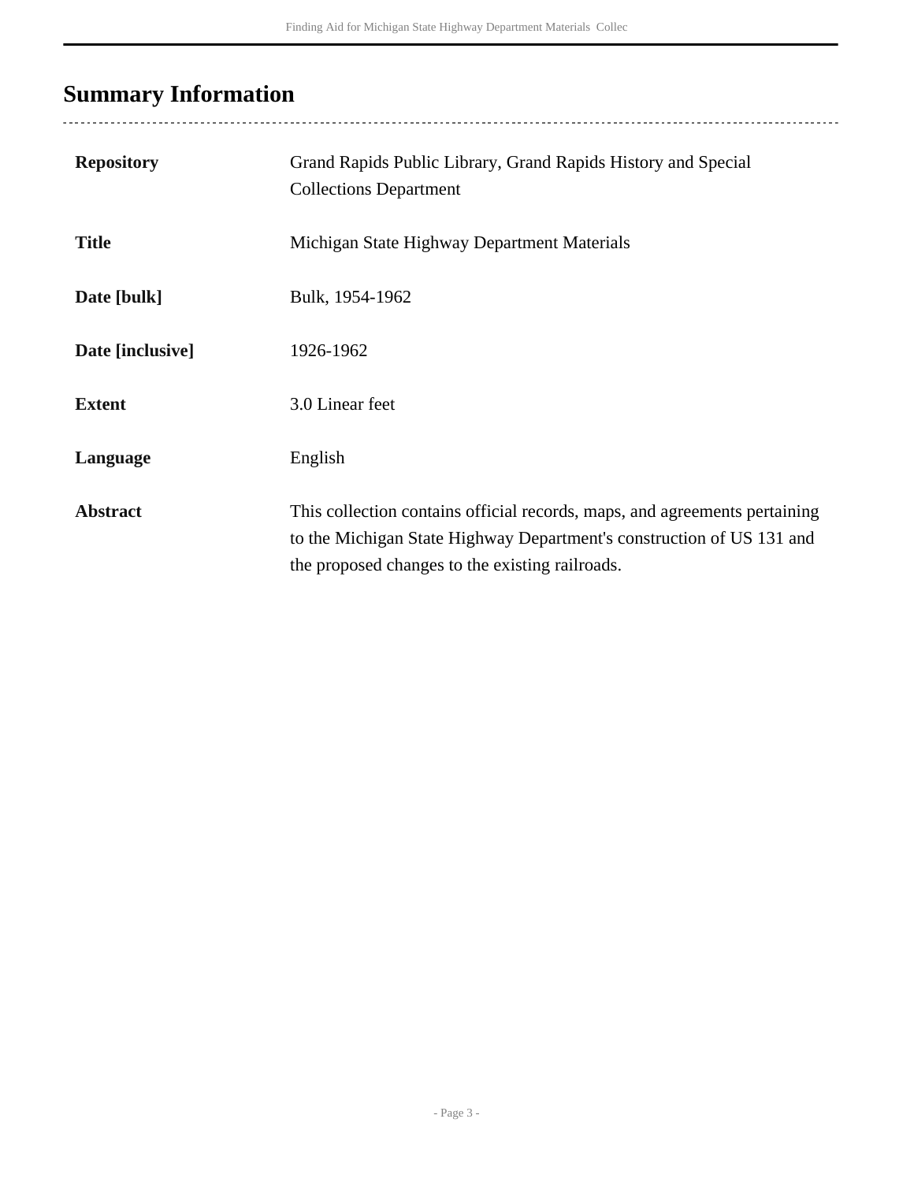## Summary Information

| | |
|---|---|
| **Repository** | Grand Rapids Public Library, Grand Rapids History and Special Collections Department |
| **Title** | Michigan State Highway Department Materials |
| **Date [bulk]** | Bulk, 1954-1962 |
| **Date [inclusive]** | 1926-1962 |
| **Extent** | 3.0 Linear feet |
| **Language** | English |
| **Abstract** | This collection contains official records, maps, and agreements pertaining to the Michigan State Highway Department's construction of US 131 and the proposed changes to the existing railroads. |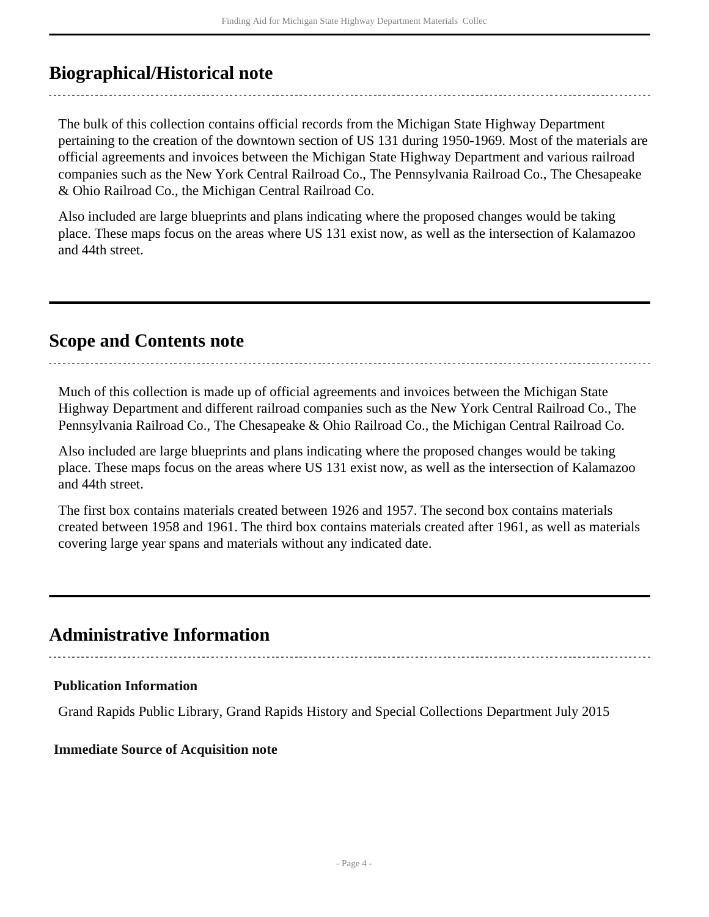## Biographical/Historical note

The bulk of this collection contains official records from the Michigan State Highway Department pertaining to the creation of the downtown section of US 131 during 1950-1969. Most of the materials are official agreements and invoices between the Michigan State Highway Department and various railroad companies such as the New York Central Railroad Co., The Pennsylvania Railroad Co., The Chesapeake & Ohio Railroad Co., the Michigan Central Railroad Co.

Also included are large blueprints and plans indicating where the proposed changes would be taking place. These maps focus on the areas where US 131 exist now, as well as the intersection of Kalamazoo and 44th street.

## Scope and Contents note

Much of this collection is made up of official agreements and invoices between the Michigan State Highway Department and different railroad companies such as the New York Central Railroad Co., The Pennsylvania Railroad Co., The Chesapeake & Ohio Railroad Co., the Michigan Central Railroad Co.

Also included are large blueprints and plans indicating where the proposed changes would be taking place. These maps focus on the areas where US 131 exist now, as well as the intersection of Kalamazoo and 44th street.

The first box contains materials created between 1926 and 1957. The second box contains materials created between 1958 and 1961. The third box contains materials created after 1961, as well as materials covering large year spans and materials without any indicated date.

## Administrative Information

### Publication Information

Grand Rapids Public Library, Grand Rapids History and Special Collections Department July 2015

### Immediate Source of Acquisition note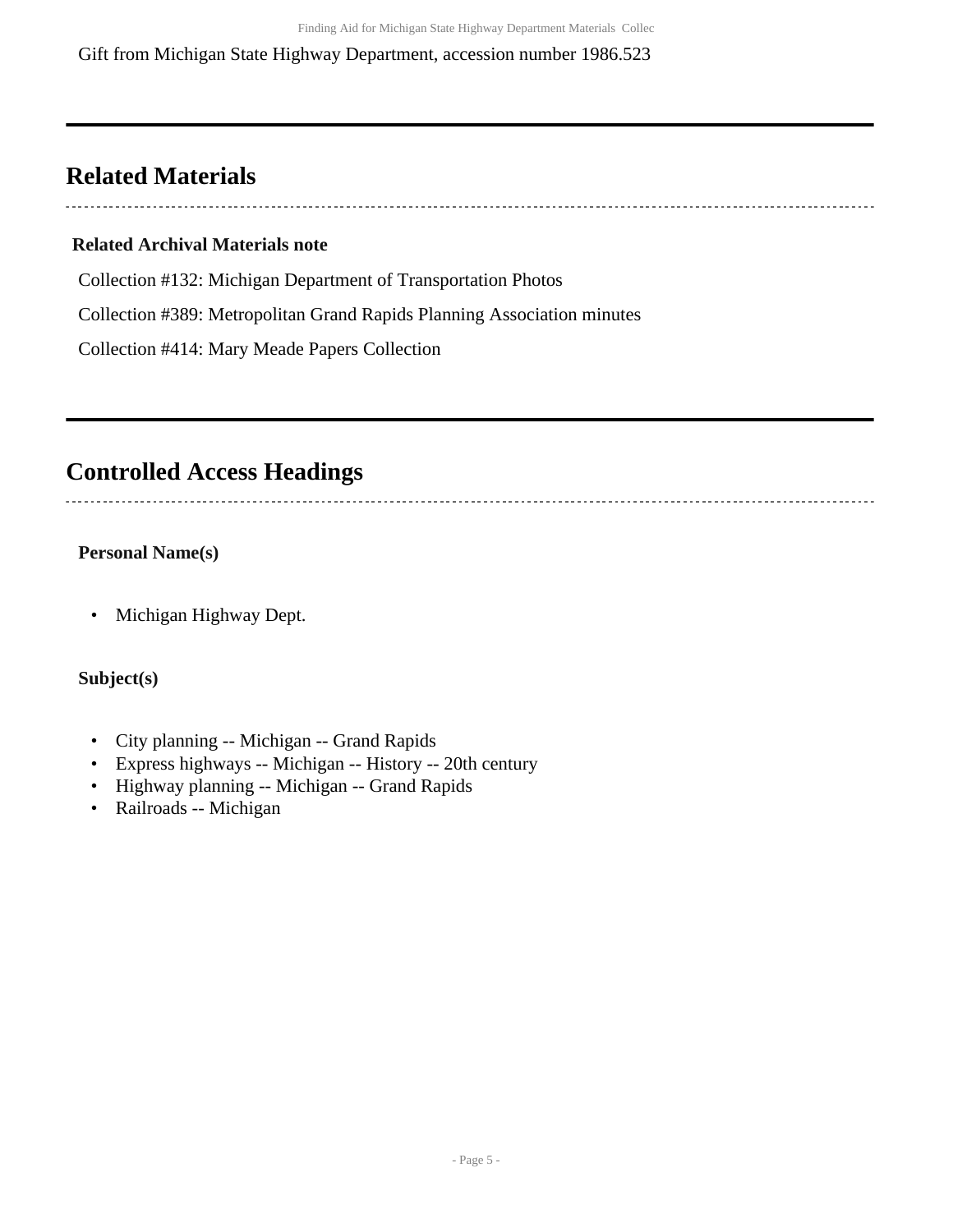Gift from Michigan State Highway Department, accession number 1986.523

## Related Materials

**Related Archival Materials note**

Collection #132: Michigan Department of Transportation Photos

Collection #389: Metropolitan Grand Rapids Planning Association minutes

Collection #414: Mary Meade Papers Collection

## Controlled Access Headings

**Personal Name(s)**

- Michigan Highway Dept.

**Subject(s)**

- City planning -- Michigan -- Grand Rapids
- Express highways -- Michigan -- History -- 20th century
- Highway planning -- Michigan -- Grand Rapids
- Railroads -- Michigan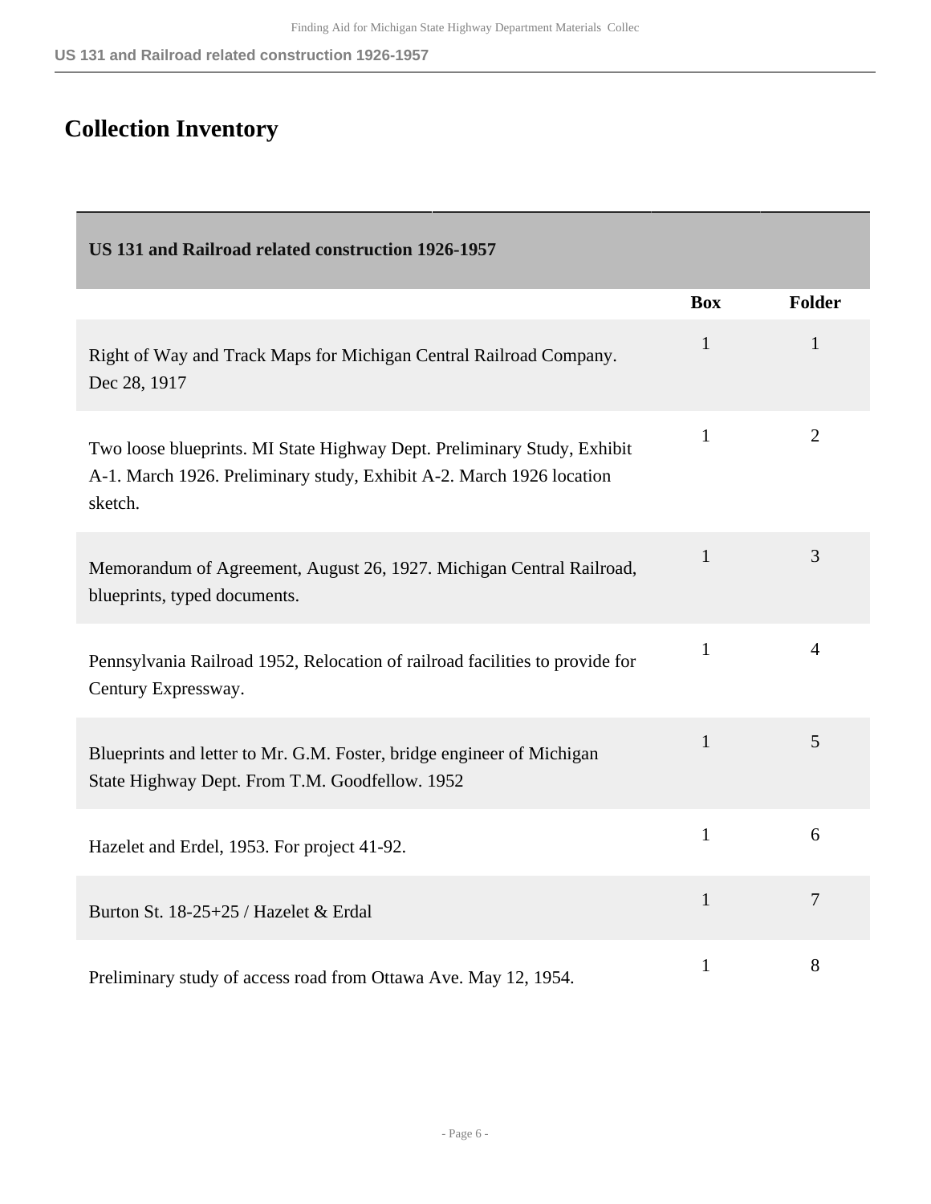# Collection Inventory

| US 131 and Railroad related construction 1926-1957 | | |
|---|---|---|
| | **Box** | **Folder** |
| Right of Way and Track Maps for Michigan Central Railroad Company. Dec 28, 1917 | 1 | 1 |
| Two loose blueprints. MI State Highway Dept. Preliminary Study, Exhibit A-1. March 1926. Preliminary study, Exhibit A-2. March 1926 location sketch. | 1 | 2 |
| Memorandum of Agreement, August 26, 1927. Michigan Central Railroad, blueprints, typed documents. | 1 | 3 |
| Pennsylvania Railroad 1952, Relocation of railroad facilities to provide for Century Expressway. | 1 | 4 |
| Blueprints and letter to Mr. G.M. Foster, bridge engineer of Michigan State Highway Dept. From T.M. Goodfellow. 1952 | 1 | 5 |
| Hazelet and Erdel, 1953. For project 41-92. | 1 | 6 |
| Burton St. 18-25+25 / Hazelet & Erdal | 1 | 7 |
| Preliminary study of access road from Ottawa Ave. May 12, 1954. | 1 | 8 |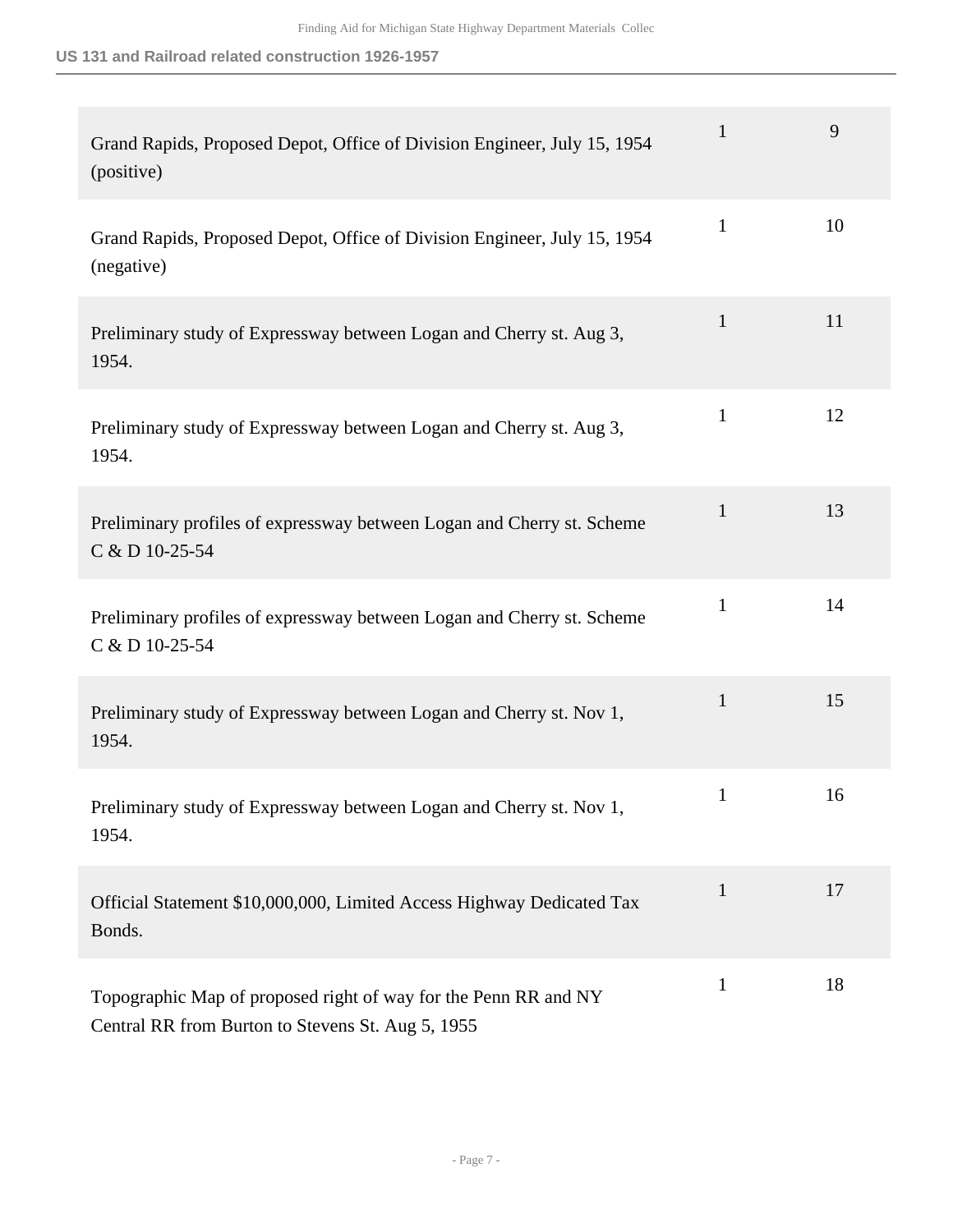| | | |
|---|---|---|
| Grand Rapids, Proposed Depot, Office of Division Engineer, July 15, 1954 (positive) | 1 | 9 |
| Grand Rapids, Proposed Depot, Office of Division Engineer, July 15, 1954 (negative) | 1 | 10 |
| Preliminary study of Expressway between Logan and Cherry st. Aug 3, 1954. | 1 | 11 |
| Preliminary study of Expressway between Logan and Cherry st. Aug 3, 1954. | 1 | 12 |
| Preliminary profiles of expressway between Logan and Cherry st. Scheme C & D 10-25-54 | 1 | 13 |
| Preliminary profiles of expressway between Logan and Cherry st. Scheme C & D 10-25-54 | 1 | 14 |
| Preliminary study of Expressway between Logan and Cherry st. Nov 1, 1954. | 1 | 15 |
| Preliminary study of Expressway between Logan and Cherry st. Nov 1, 1954. | 1 | 16 |
| Official Statement $10,000,000, Limited Access Highway Dedicated Tax Bonds. | 1 | 17 |
| Topographic Map of proposed right of way for the Penn RR and NY Central RR from Burton to Stevens St. Aug 5, 1955 | 1 | 18 |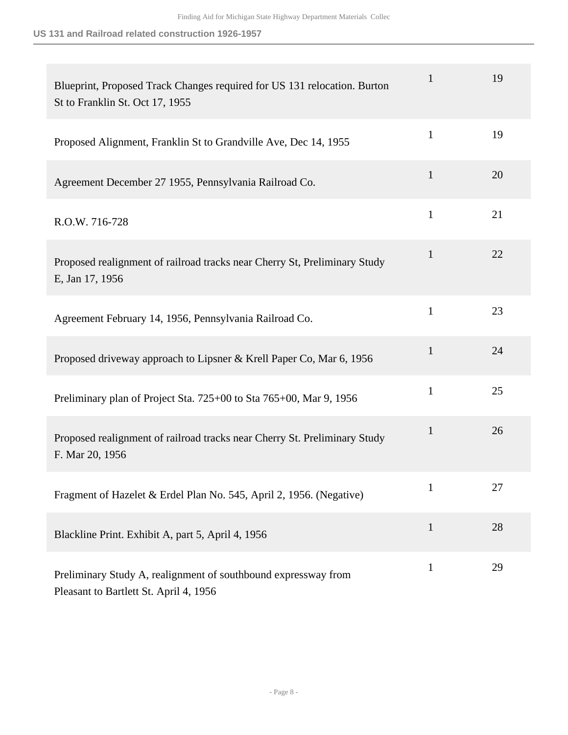| | | |
|---|---|---|
| Blueprint, Proposed Track Changes required for US 131 relocation. Burton St to Franklin St. Oct 17, 1955 | 1 | 19 |
| Proposed Alignment, Franklin St to Grandville Ave, Dec 14, 1955 | 1 | 19 |
| Agreement December 27 1955, Pennsylvania Railroad Co. | 1 | 20 |
| R.O.W. 716-728 | 1 | 21 |
| Proposed realignment of railroad tracks near Cherry St, Preliminary Study E, Jan 17, 1956 | 1 | 22 |
| Agreement February 14, 1956, Pennsylvania Railroad Co. | 1 | 23 |
| Proposed driveway approach to Lipsner & Krell Paper Co, Mar 6, 1956 | 1 | 24 |
| Preliminary plan of Project Sta. 725+00 to Sta 765+00, Mar 9, 1956 | 1 | 25 |
| Proposed realignment of railroad tracks near Cherry St. Preliminary Study F. Mar 20, 1956 | 1 | 26 |
| Fragment of Hazelet & Erdel Plan No. 545, April 2, 1956. (Negative) | 1 | 27 |
| Blackline Print. Exhibit A, part 5, April 4, 1956 | 1 | 28 |
| Preliminary Study A, realignment of southbound expressway from Pleasant to Bartlett St. April 4, 1956 | 1 | 29 |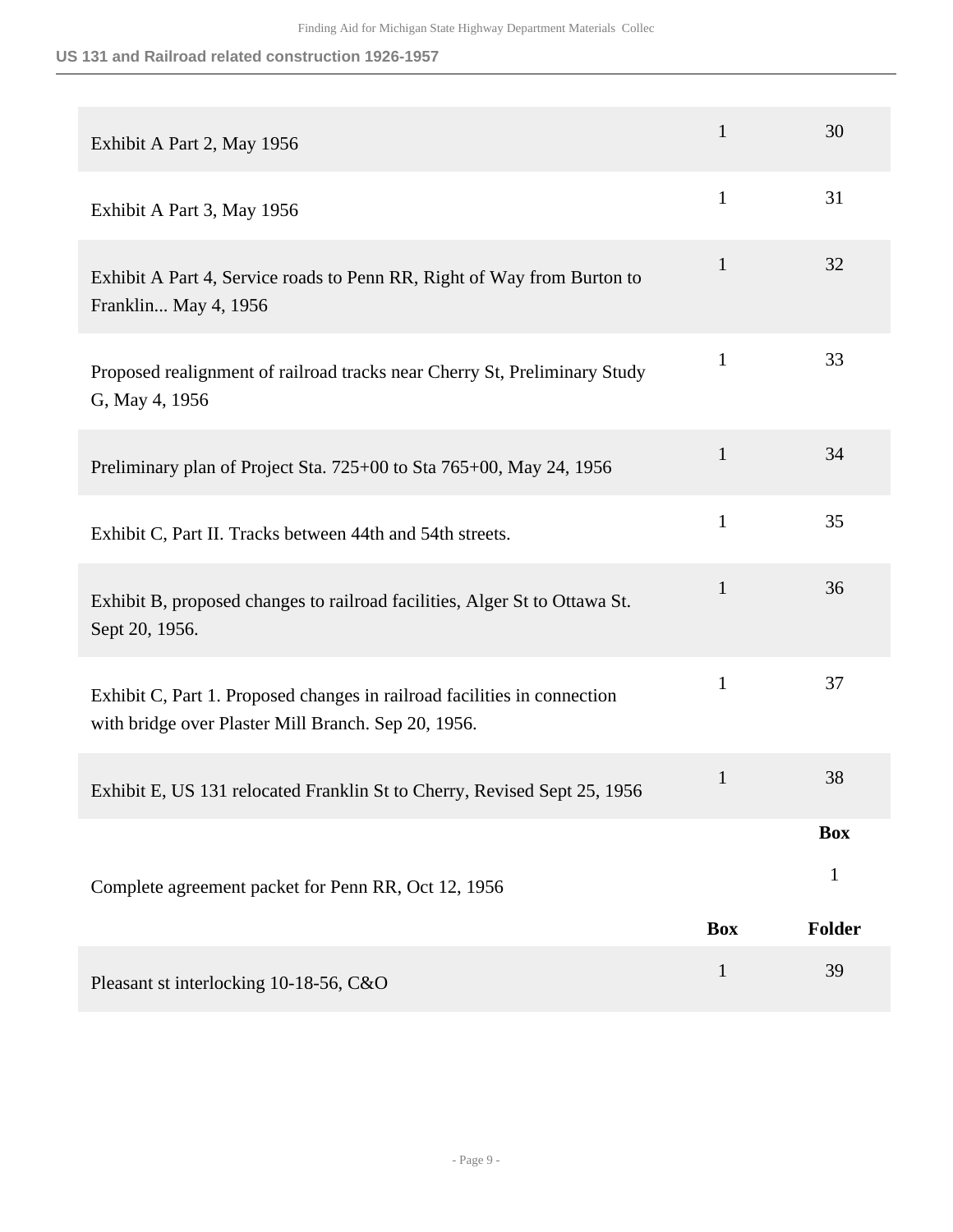| | Box | Folder |
|---|---|---|
| Exhibit A Part 2, May 1956 | 1 | 30 |
| Exhibit A Part 3, May 1956 | 1 | 31 |
| Exhibit A Part 4, Service roads to Penn RR, Right of Way from Burton to Franklin... May 4, 1956 | 1 | 32 |
| Proposed realignment of railroad tracks near Cherry St, Preliminary Study G, May 4, 1956 | 1 | 33 |
| Preliminary plan of Project Sta. 725+00 to Sta 765+00, May 24, 1956 | 1 | 34 |
| Exhibit C, Part II. Tracks between 44th and 54th streets. | 1 | 35 |
| Exhibit B, proposed changes to railroad facilities, Alger St to Ottawa St. Sept 20, 1956. | 1 | 36 |
| Exhibit C, Part 1. Proposed changes in railroad facilities in connection with bridge over Plaster Mill Branch. Sep 20, 1956. | 1 | 37 |
| Exhibit E, US 131 relocated Franklin St to Cherry, Revised Sept 25, 1956 | 1 | 38 |

| | Box |
|---|---|
| Complete agreement packet for Penn RR, Oct 12, 1956 | 1 |

| | Box | Folder |
|---|---|---|
| Pleasant st interlocking 10-18-56, C&O | 1 | 39 |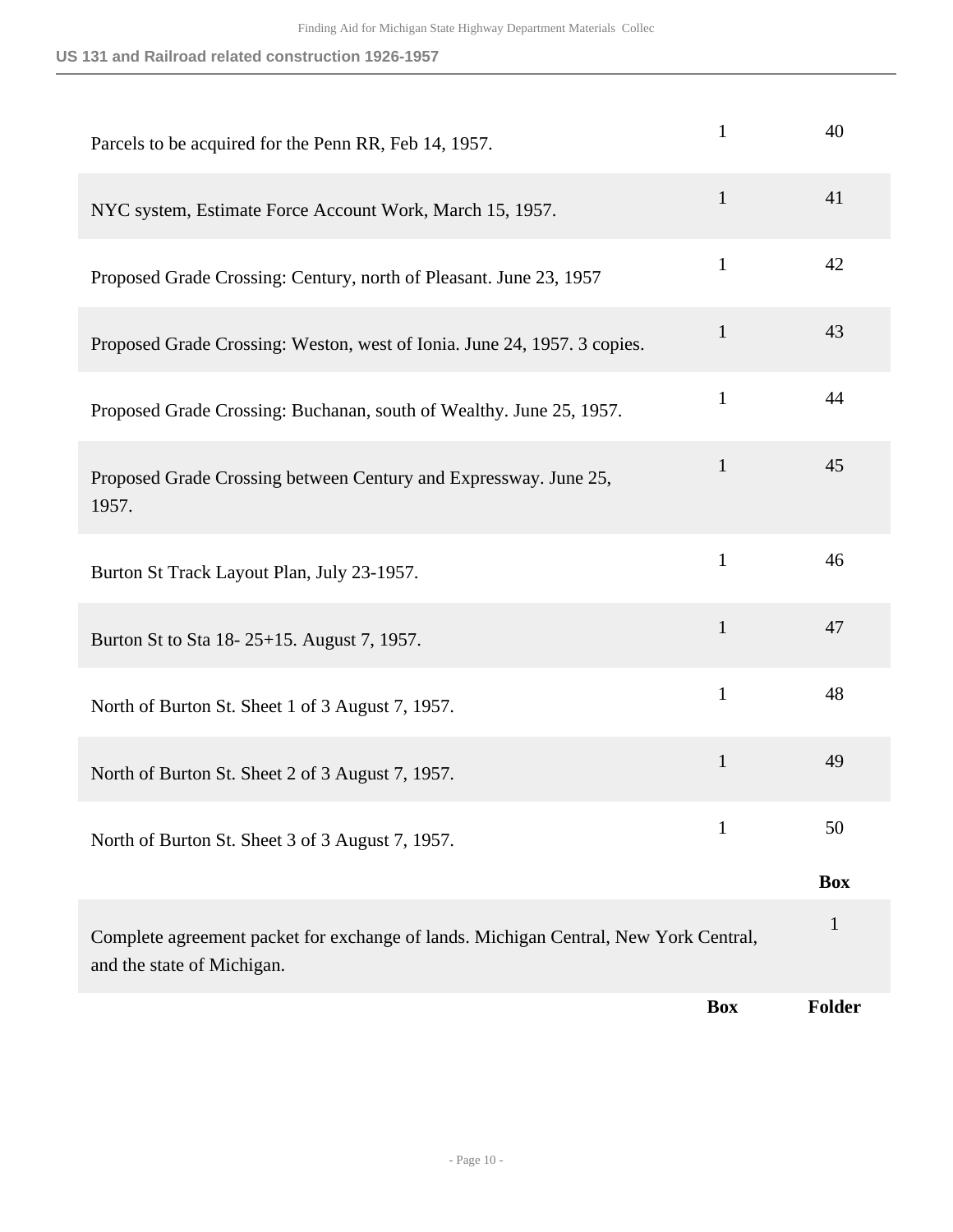| | Box | Folder |
|---|---|---|
| Parcels to be acquired for the Penn RR, Feb 14, 1957. | 1 | 40 |
| NYC system, Estimate Force Account Work, March 15, 1957. | 1 | 41 |
| Proposed Grade Crossing: Century, north of Pleasant. June 23, 1957 | 1 | 42 |
| Proposed Grade Crossing: Weston, west of Ionia. June 24, 1957. 3 copies. | 1 | 43 |
| Proposed Grade Crossing: Buchanan, south of Wealthy. June 25, 1957. | 1 | 44 |
| Proposed Grade Crossing between Century and Expressway. June 25, 1957. | 1 | 45 |
| Burton St Track Layout Plan, July 23-1957. | 1 | 46 |
| Burton St to Sta 18- 25+15. August 7, 1957. | 1 | 47 |
| North of Burton St. Sheet 1 of 3 August 7, 1957. | 1 | 48 |
| North of Burton St. Sheet 2 of 3 August 7, 1957. | 1 | 49 |
| North of Burton St. Sheet 3 of 3 August 7, 1957. | 1 | 50 |

| | Box |
|---|---|
| Complete agreement packet for exchange of lands. Michigan Central, New York Central, and the state of Michigan. | 1 |

| | Box | Folder |
|---|---|---|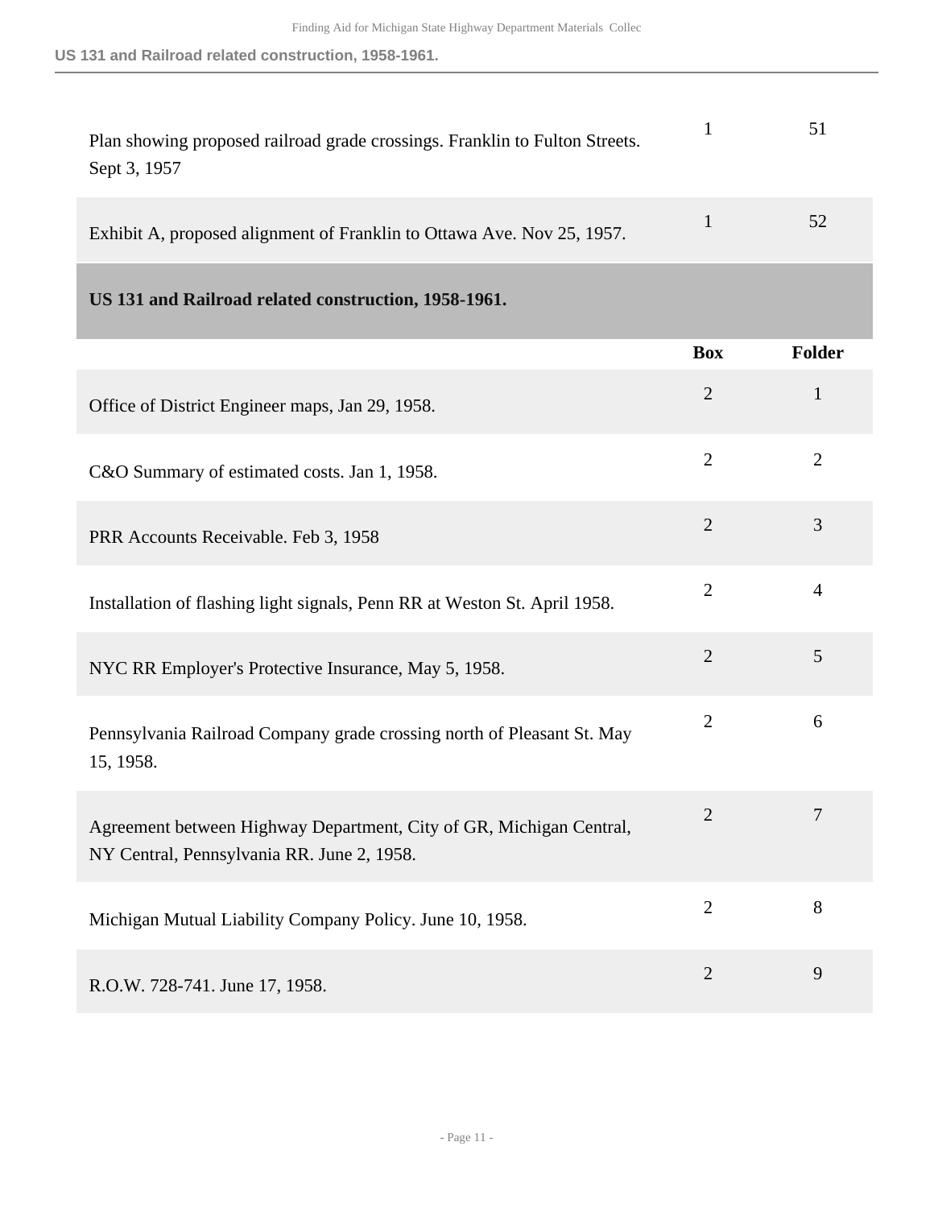| | Box | Folder |
|---|---|---|
| Plan showing proposed railroad grade crossings. Franklin to Fulton Streets. Sept 3, 1957 | 1 | 51 |
| Exhibit A, proposed alignment of Franklin to Ottawa Ave. Nov 25, 1957. | 1 | 52 |

## US 131 and Railroad related construction, 1958-1961.

| | Box | Folder |
|---|---|---|
| Office of District Engineer maps, Jan 29, 1958. | 2 | 1 |
| C&O Summary of estimated costs. Jan 1, 1958. | 2 | 2 |
| PRR Accounts Receivable. Feb 3, 1958 | 2 | 3 |
| Installation of flashing light signals, Penn RR at Weston St. April 1958. | 2 | 4 |
| NYC RR Employer's Protective Insurance, May 5, 1958. | 2 | 5 |
| Pennsylvania Railroad Company grade crossing north of Pleasant St. May 15, 1958. | 2 | 6 |
| Agreement between Highway Department, City of GR, Michigan Central, NY Central, Pennsylvania RR. June 2, 1958. | 2 | 7 |
| Michigan Mutual Liability Company Policy. June 10, 1958. | 2 | 8 |
| R.O.W. 728-741. June 17, 1958. | 2 | 9 |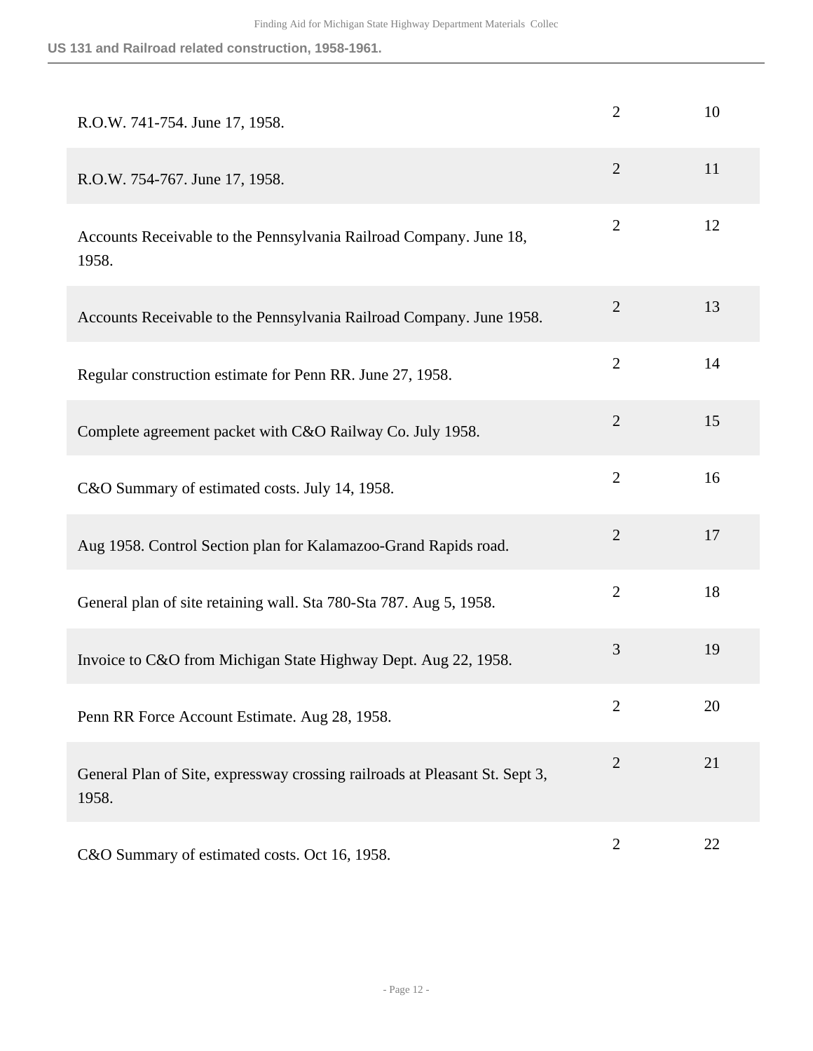**US 131 and Railroad related construction, 1958-1961.**

| | | |
|---|---|---|
| R.O.W. 741-754. June 17, 1958. | 2 | 10 |
| R.O.W. 754-767. June 17, 1958. | 2 | 11 |
| Accounts Receivable to the Pennsylvania Railroad Company. June 18, 1958. | 2 | 12 |
| Accounts Receivable to the Pennsylvania Railroad Company. June 1958. | 2 | 13 |
| Regular construction estimate for Penn RR. June 27, 1958. | 2 | 14 |
| Complete agreement packet with C&O Railway Co. July 1958. | 2 | 15 |
| C&O Summary of estimated costs. July 14, 1958. | 2 | 16 |
| Aug 1958. Control Section plan for Kalamazoo-Grand Rapids road. | 2 | 17 |
| General plan of site retaining wall. Sta 780-Sta 787. Aug 5, 1958. | 2 | 18 |
| Invoice to C&O from Michigan State Highway Dept. Aug 22, 1958. | 3 | 19 |
| Penn RR Force Account Estimate. Aug 28, 1958. | 2 | 20 |
| General Plan of Site, expressway crossing railroads at Pleasant St. Sept 3, 1958. | 2 | 21 |
| C&O Summary of estimated costs. Oct 16, 1958. | 2 | 22 |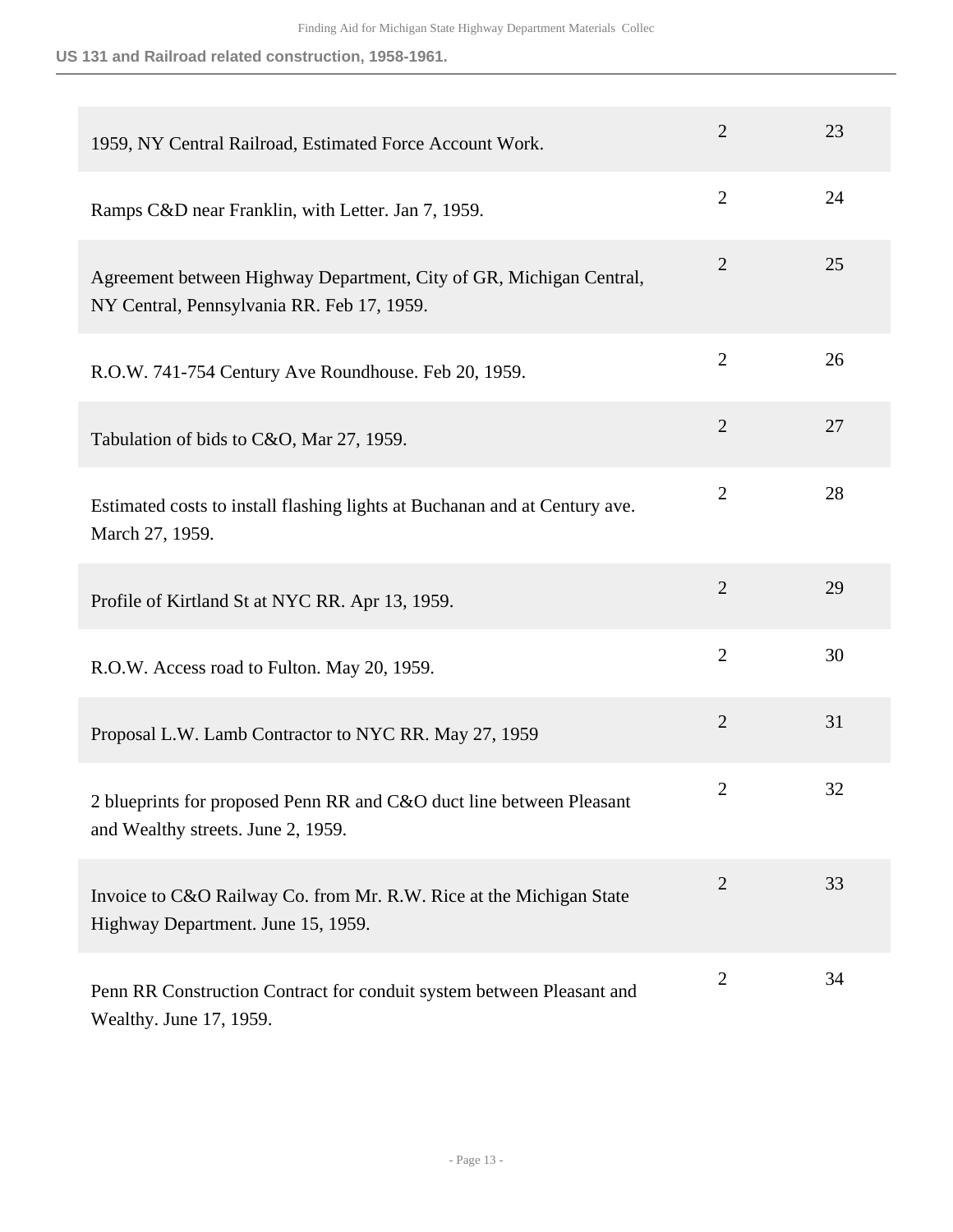**US 131 and Railroad related construction, 1958-1961.**

| | | |
|---|---|---|
| 1959, NY Central Railroad, Estimated Force Account Work. | 2 | 23 |
| Ramps C&D near Franklin, with Letter. Jan 7, 1959. | 2 | 24 |
| Agreement between Highway Department, City of GR, Michigan Central, NY Central, Pennsylvania RR. Feb 17, 1959. | 2 | 25 |
| R.O.W. 741-754 Century Ave Roundhouse. Feb 20, 1959. | 2 | 26 |
| Tabulation of bids to C&O, Mar 27, 1959. | 2 | 27 |
| Estimated costs to install flashing lights at Buchanan and at Century ave. March 27, 1959. | 2 | 28 |
| Profile of Kirtland St at NYC RR. Apr 13, 1959. | 2 | 29 |
| R.O.W. Access road to Fulton. May 20, 1959. | 2 | 30 |
| Proposal L.W. Lamb Contractor to NYC RR. May 27, 1959 | 2 | 31 |
| 2 blueprints for proposed Penn RR and C&O duct line between Pleasant and Wealthy streets. June 2, 1959. | 2 | 32 |
| Invoice to C&O Railway Co. from Mr. R.W. Rice at the Michigan State Highway Department. June 15, 1959. | 2 | 33 |
| Penn RR Construction Contract for conduit system between Pleasant and Wealthy. June 17, 1959. | 2 | 34 |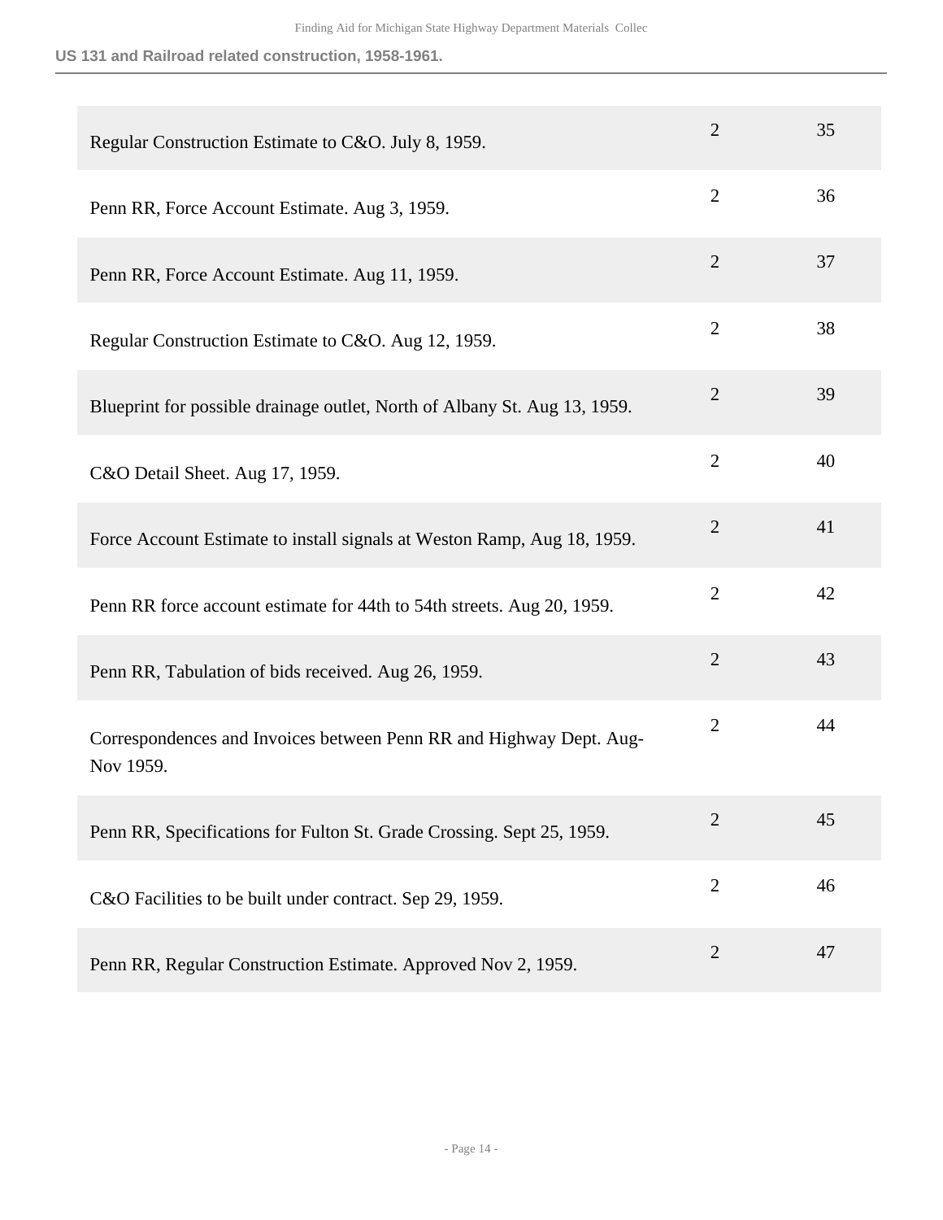| | | |
|---|---|---|
| Regular Construction Estimate to C&O. July 8, 1959. | 2 | 35 |
| Penn RR, Force Account Estimate. Aug 3, 1959. | 2 | 36 |
| Penn RR, Force Account Estimate. Aug 11, 1959. | 2 | 37 |
| Regular Construction Estimate to C&O. Aug 12, 1959. | 2 | 38 |
| Blueprint for possible drainage outlet, North of Albany St. Aug 13, 1959. | 2 | 39 |
| C&O Detail Sheet. Aug 17, 1959. | 2 | 40 |
| Force Account Estimate to install signals at Weston Ramp, Aug 18, 1959. | 2 | 41 |
| Penn RR force account estimate for 44th to 54th streets. Aug 20, 1959. | 2 | 42 |
| Penn RR, Tabulation of bids received. Aug 26, 1959. | 2 | 43 |
| Correspondences and Invoices between Penn RR and Highway Dept. Aug-Nov 1959. | 2 | 44 |
| Penn RR, Specifications for Fulton St. Grade Crossing. Sept 25, 1959. | 2 | 45 |
| C&O Facilities to be built under contract. Sep 29, 1959. | 2 | 46 |
| Penn RR, Regular Construction Estimate. Approved Nov 2, 1959. | 2 | 47 |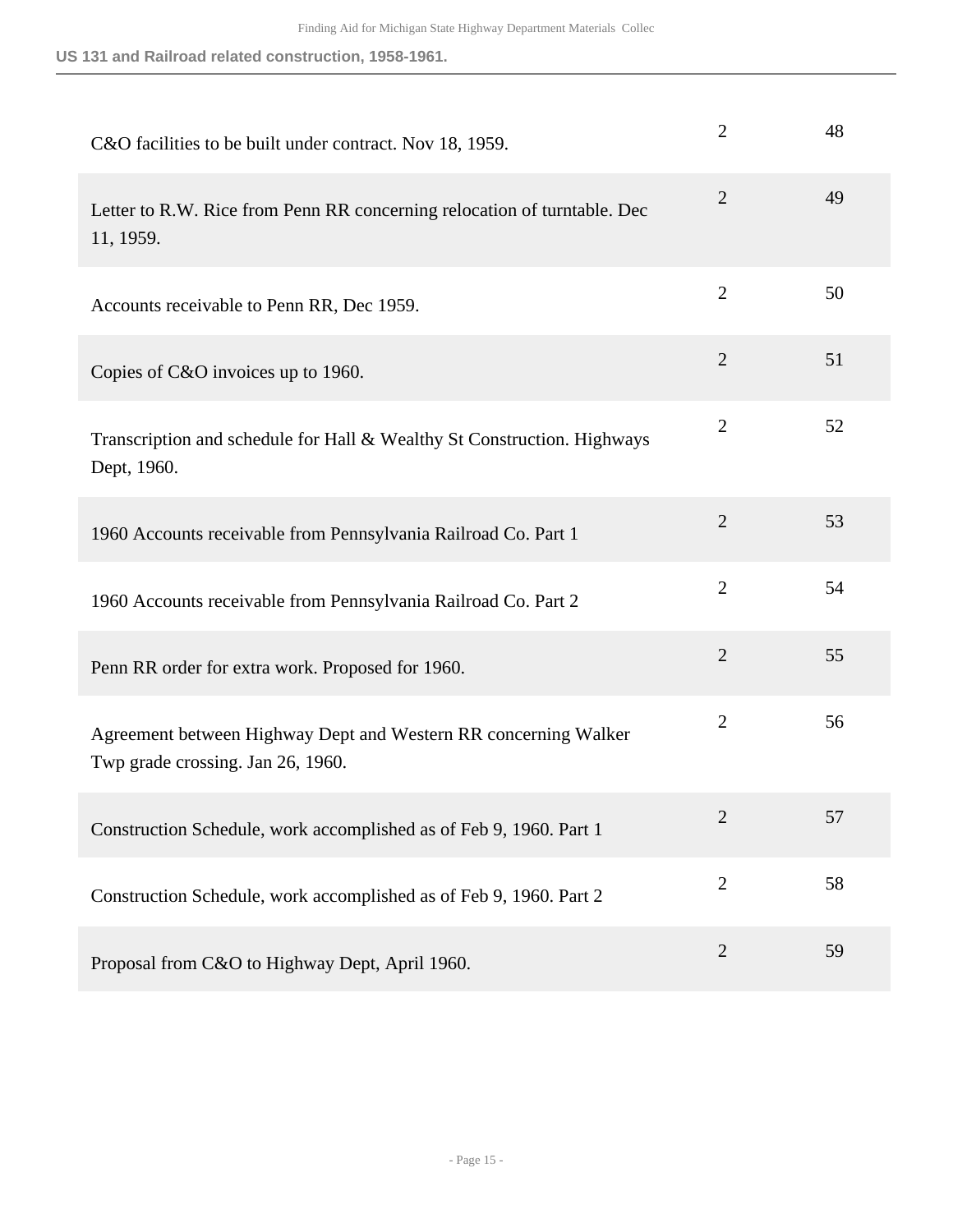| | | |
|---|---|---|
| C&O facilities to be built under contract. Nov 18, 1959. | 2 | 48 |
| Letter to R.W. Rice from Penn RR concerning relocation of turntable. Dec 11, 1959. | 2 | 49 |
| Accounts receivable to Penn RR, Dec 1959. | 2 | 50 |
| Copies of C&O invoices up to 1960. | 2 | 51 |
| Transcription and schedule for Hall & Wealthy St Construction. Highways Dept, 1960. | 2 | 52 |
| 1960 Accounts receivable from Pennsylvania Railroad Co. Part 1 | 2 | 53 |
| 1960 Accounts receivable from Pennsylvania Railroad Co. Part 2 | 2 | 54 |
| Penn RR order for extra work. Proposed for 1960. | 2 | 55 |
| Agreement between Highway Dept and Western RR concerning Walker Twp grade crossing. Jan 26, 1960. | 2 | 56 |
| Construction Schedule, work accomplished as of Feb 9, 1960. Part 1 | 2 | 57 |
| Construction Schedule, work accomplished as of Feb 9, 1960. Part 2 | 2 | 58 |
| Proposal from C&O to Highway Dept, April 1960. | 2 | 59 |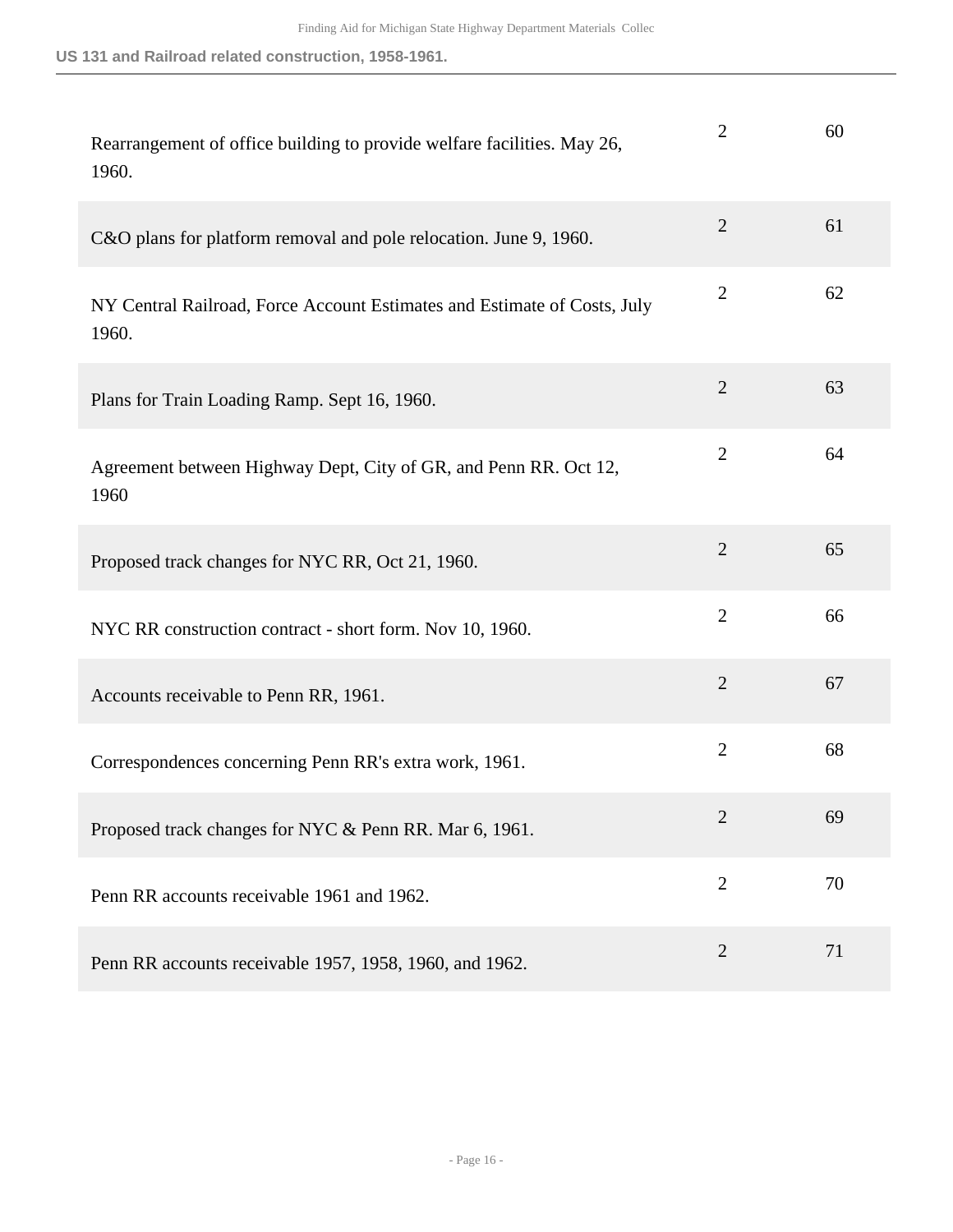| | | |
|---|---|---|
| Rearrangement of office building to provide welfare facilities. May 26, 1960. | 2 | 60 |
| C&O plans for platform removal and pole relocation. June 9, 1960. | 2 | 61 |
| NY Central Railroad, Force Account Estimates and Estimate of Costs, July 1960. | 2 | 62 |
| Plans for Train Loading Ramp. Sept 16, 1960. | 2 | 63 |
| Agreement between Highway Dept, City of GR, and Penn RR. Oct 12, 1960 | 2 | 64 |
| Proposed track changes for NYC RR, Oct 21, 1960. | 2 | 65 |
| NYC RR construction contract - short form. Nov 10, 1960. | 2 | 66 |
| Accounts receivable to Penn RR, 1961. | 2 | 67 |
| Correspondences concerning Penn RR's extra work, 1961. | 2 | 68 |
| Proposed track changes for NYC & Penn RR. Mar 6, 1961. | 2 | 69 |
| Penn RR accounts receivable 1961 and 1962. | 2 | 70 |
| Penn RR accounts receivable 1957, 1958, 1960, and 1962. | 2 | 71 |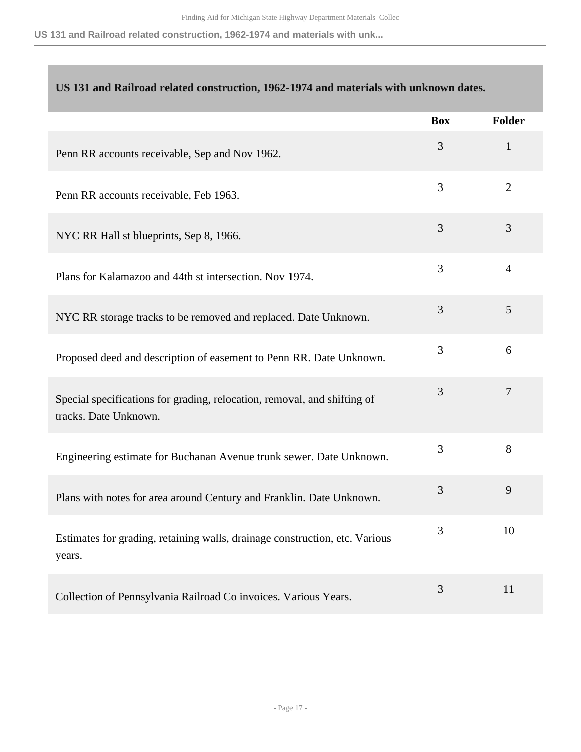## US 131 and Railroad related construction, 1962-1974 and materials with unknown dates.

| | Box | Folder |
|---|---|---|
| Penn RR accounts receivable, Sep and Nov 1962. | 3 | 1 |
| Penn RR accounts receivable, Feb 1963. | 3 | 2 |
| NYC RR Hall st blueprints, Sep 8, 1966. | 3 | 3 |
| Plans for Kalamazoo and 44th st intersection. Nov 1974. | 3 | 4 |
| NYC RR storage tracks to be removed and replaced. Date Unknown. | 3 | 5 |
| Proposed deed and description of easement to Penn RR. Date Unknown. | 3 | 6 |
| Special specifications for grading, relocation, removal, and shifting of tracks. Date Unknown. | 3 | 7 |
| Engineering estimate for Buchanan Avenue trunk sewer. Date Unknown. | 3 | 8 |
| Plans with notes for area around Century and Franklin. Date Unknown. | 3 | 9 |
| Estimates for grading, retaining walls, drainage construction, etc. Various years. | 3 | 10 |
| Collection of Pennsylvania Railroad Co invoices. Various Years. | 3 | 11 |